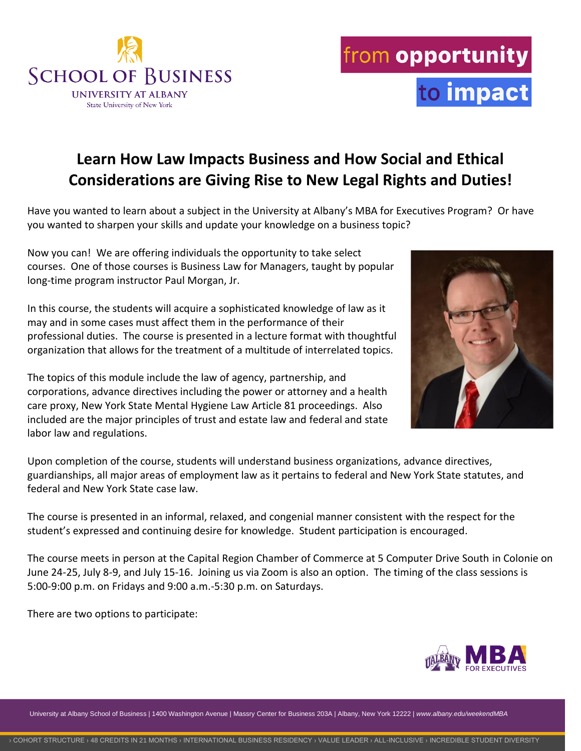SCHOOL OF BUSINESS
UNIVERSITY AT ALBANY
State University of New York

from **opportunity** to **impact**

# Learn How Law Impacts Business and How Social and Ethical Considerations are Giving Rise to New Legal Rights and Duties!

Have you wanted to learn about a subject in the University at Albany's MBA for Executives Program? Or have you wanted to sharpen your skills and update your knowledge on a business topic?

Now you can! We are offering individuals the opportunity to take select courses. One of those courses is Business Law for Managers, taught by popular long-time program instructor Paul Morgan, Jr.

In this course, the students will acquire a sophisticated knowledge of law as it may and in some cases must affect them in the performance of their professional duties. The course is presented in a lecture format with thoughtful organization that allows for the treatment of a multitude of interrelated topics.

The topics of this module include the law of agency, partnership, and corporations, advance directives including the power or attorney and a health care proxy, New York State Mental Hygiene Law Article 81 proceedings. Also included are the major principles of trust and estate law and federal and state labor law and regulations.

Upon completion of the course, students will understand business organizations, advance directives, guardianships, all major areas of employment law as it pertains to federal and New York State statutes, and federal and New York State case law.

The course is presented in an informal, relaxed, and congenial manner consistent with the respect for the student's expressed and continuing desire for knowledge. Student participation is encouraged.

The course meets in person at the Capital Region Chamber of Commerce at 5 Computer Drive South in Colonie on June 24-25, July 8-9, and July 15-16. Joining us via Zoom is also an option. The timing of the class sessions is 5:00-9:00 p.m. on Fridays and 9:00 a.m.-5:30 p.m. on Saturdays.

There are two options to participate:

UALBANY MBA FOR EXECUTIVES

University at Albany School of Business | 1400 Washington Avenue | Massry Center for Business 203A | Albany, New York 12222 | *www.albany.edu/weekendMBA*

› COHORT STRUCTURE › 48 CREDITS IN 21 MONTHS › INTERNATIONAL BUSINESS RESIDENCY › VALUE LEADER › ALL-INCLUSIVE › INCREDIBLE STUDENT DIVERSITY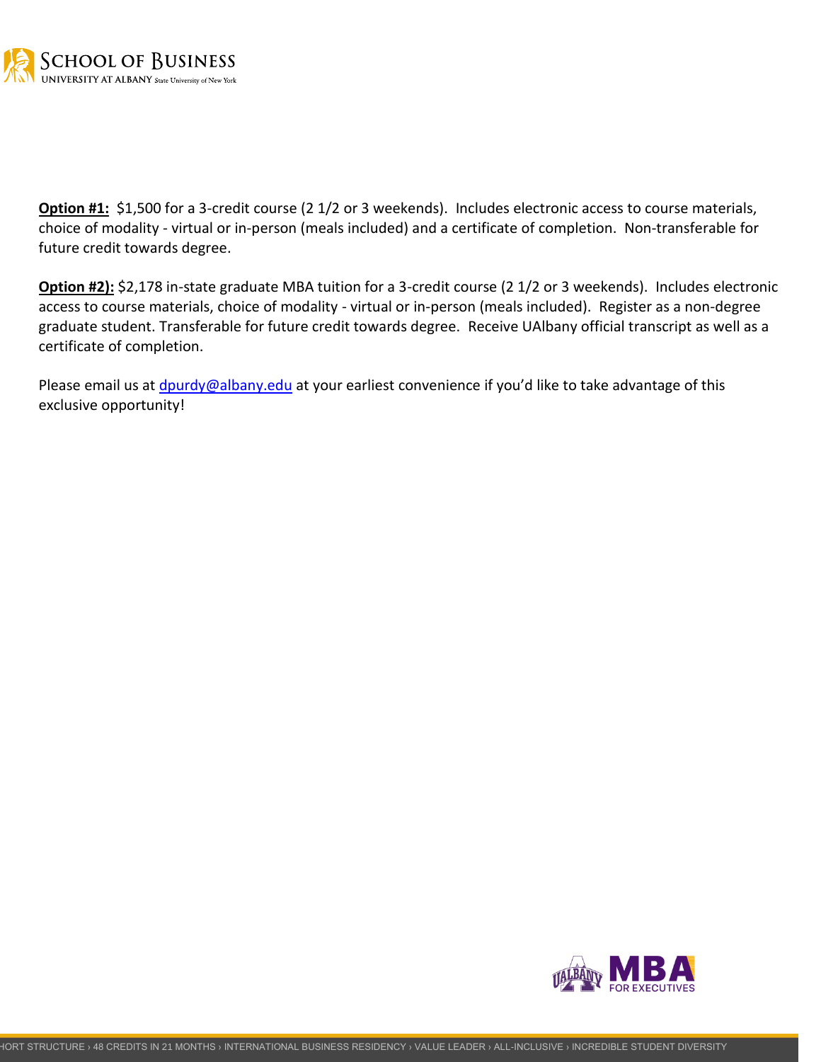**Option #1:** $1,500 for a 3-credit course (2 1/2 or 3 weekends). Includes electronic access to course materials, choice of modality - virtual or in-person (meals included) and a certificate of completion. Non-transferable for future credit towards degree.

**Option #2):** $2,178 in-state graduate MBA tuition for a 3-credit course (2 1/2 or 3 weekends). Includes electronic access to course materials, choice of modality - virtual or in-person (meals included). Register as a non-degree graduate student. Transferable for future credit towards degree. Receive UAlbany official transcript as well as a certificate of completion.

Please email us at dpurdy@albany.edu at your earliest convenience if you'd like to take advantage of this exclusive opportunity!